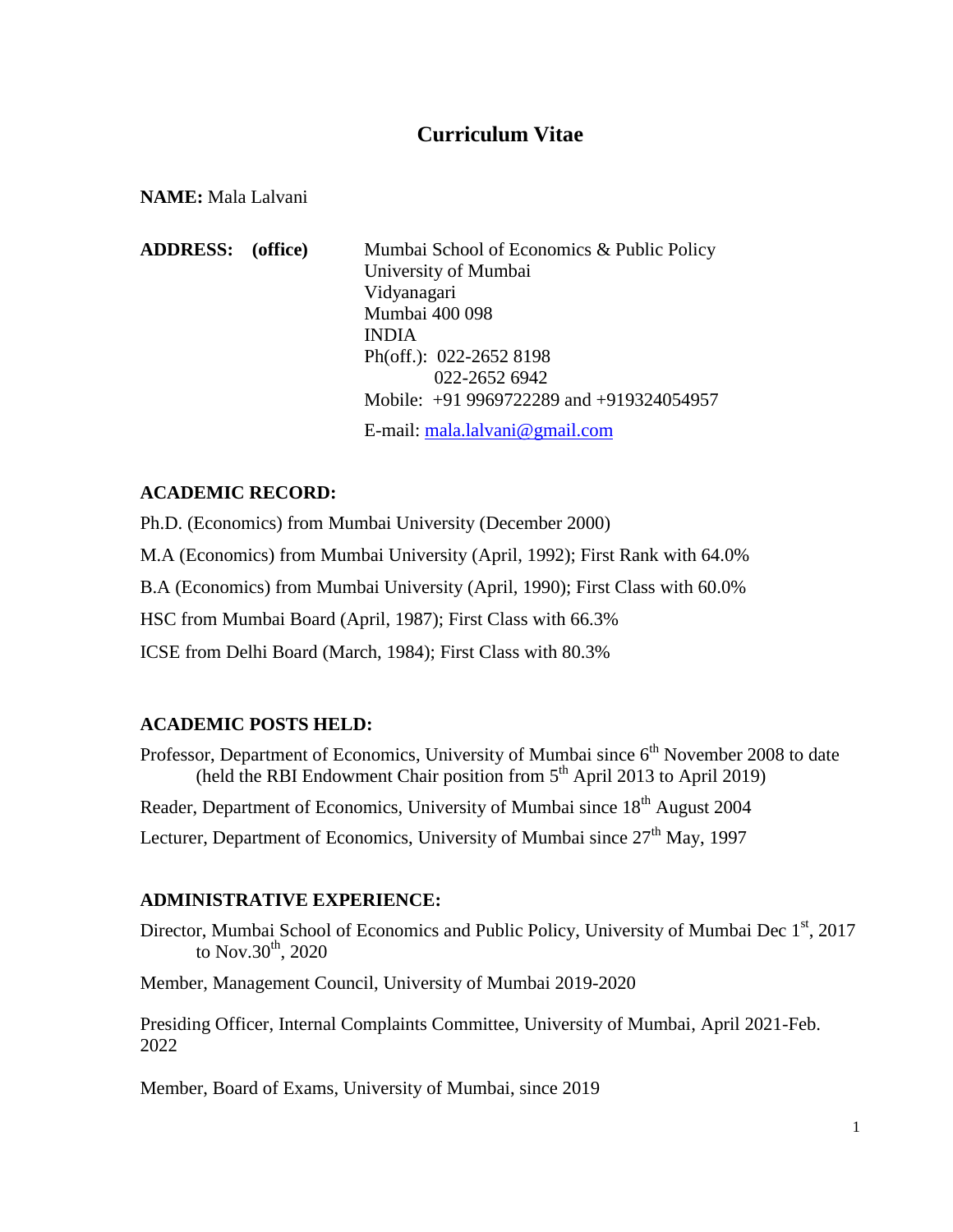# Curriculum Vitae

**NAME:** Mala Lalvani

**ADDRESS: (office)**

Mumbai School of Economics & Public Policy
University of Mumbai
Vidyanagari
Mumbai 400 098
INDIA
Ph(off.): 022-2652 8198
022-2652 6942
Mobile: +91 9969722289 and +919324054957

E-mail: mala.lalvani@gmail.com

## ACADEMIC RECORD:

Ph.D. (Economics) from Mumbai University (December 2000)

M.A (Economics) from Mumbai University (April, 1992); First Rank with 64.0%

B.A (Economics) from Mumbai University (April, 1990); First Class with 60.0%

HSC from Mumbai Board (April, 1987); First Class with 66.3%

ICSE from Delhi Board (March, 1984); First Class with 80.3%

## ACADEMIC POSTS HELD:

Professor, Department of Economics, University of Mumbai since 6th November 2008 to date (held the RBI Endowment Chair position from 5th April 2013 to April 2019)

Reader, Department of Economics, University of Mumbai since 18th August 2004

Lecturer, Department of Economics, University of Mumbai since 27th May, 1997

## ADMINISTRATIVE EXPERIENCE:

Director, Mumbai School of Economics and Public Policy, University of Mumbai Dec 1st, 2017 to Nov.30th, 2020

Member, Management Council, University of Mumbai 2019-2020

Presiding Officer, Internal Complaints Committee, University of Mumbai, April 2021-Feb. 2022

Member, Board of Exams, University of Mumbai, since 2019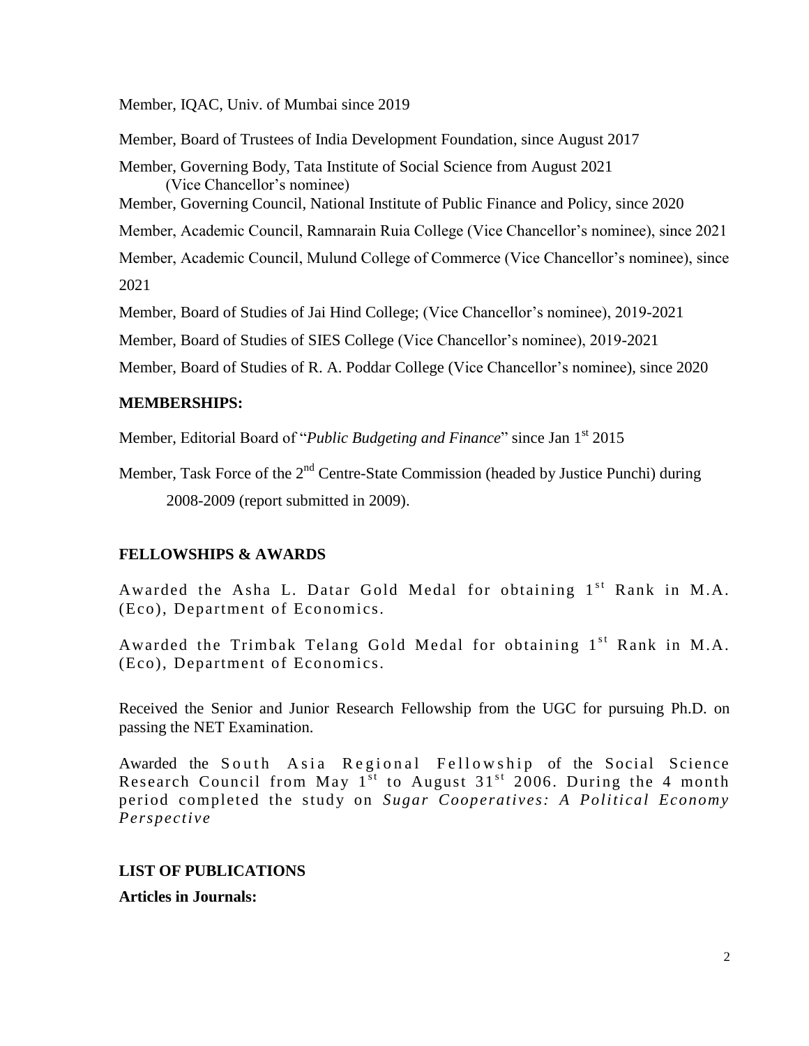Member, IQAC, Univ. of Mumbai since 2019

Member, Board of Trustees of India Development Foundation, since August 2017

Member, Governing Body, Tata Institute of Social Science from August 2021 (Vice Chancellor's nominee)

Member, Governing Council, National Institute of Public Finance and Policy, since 2020

Member, Academic Council, Ramnarain Ruia College (Vice Chancellor's nominee), since 2021

Member, Academic Council, Mulund College of Commerce (Vice Chancellor's nominee), since 2021

Member, Board of Studies of Jai Hind College; (Vice Chancellor's nominee), 2019-2021

Member, Board of Studies of SIES College (Vice Chancellor's nominee), 2019-2021

Member, Board of Studies of R. A. Poddar College (Vice Chancellor's nominee), since 2020

**MEMBERSHIPS:**

Member, Editorial Board of "*Public Budgeting and Finance*" since Jan 1st 2015

Member, Task Force of the 2nd Centre-State Commission (headed by Justice Punchi) during 2008-2009 (report submitted in 2009).

**FELLOWSHIPS & AWARDS**

Awarded the Asha L. Datar Gold Medal for obtaining 1st Rank in M.A. (Eco), Department of Economics.

Awarded the Trimbak Telang Gold Medal for obtaining 1st Rank in M.A. (Eco), Department of Economics.

Received the Senior and Junior Research Fellowship from the UGC for pursuing Ph.D. on passing the NET Examination.

Awarded the South Asia Regional Fellowship of the Social Science Research Council from May 1st to August 31st 2006. During the 4 month period completed the study on *Sugar Cooperatives: A Political Economy Perspective*

**LIST OF PUBLICATIONS**

**Articles in Journals:**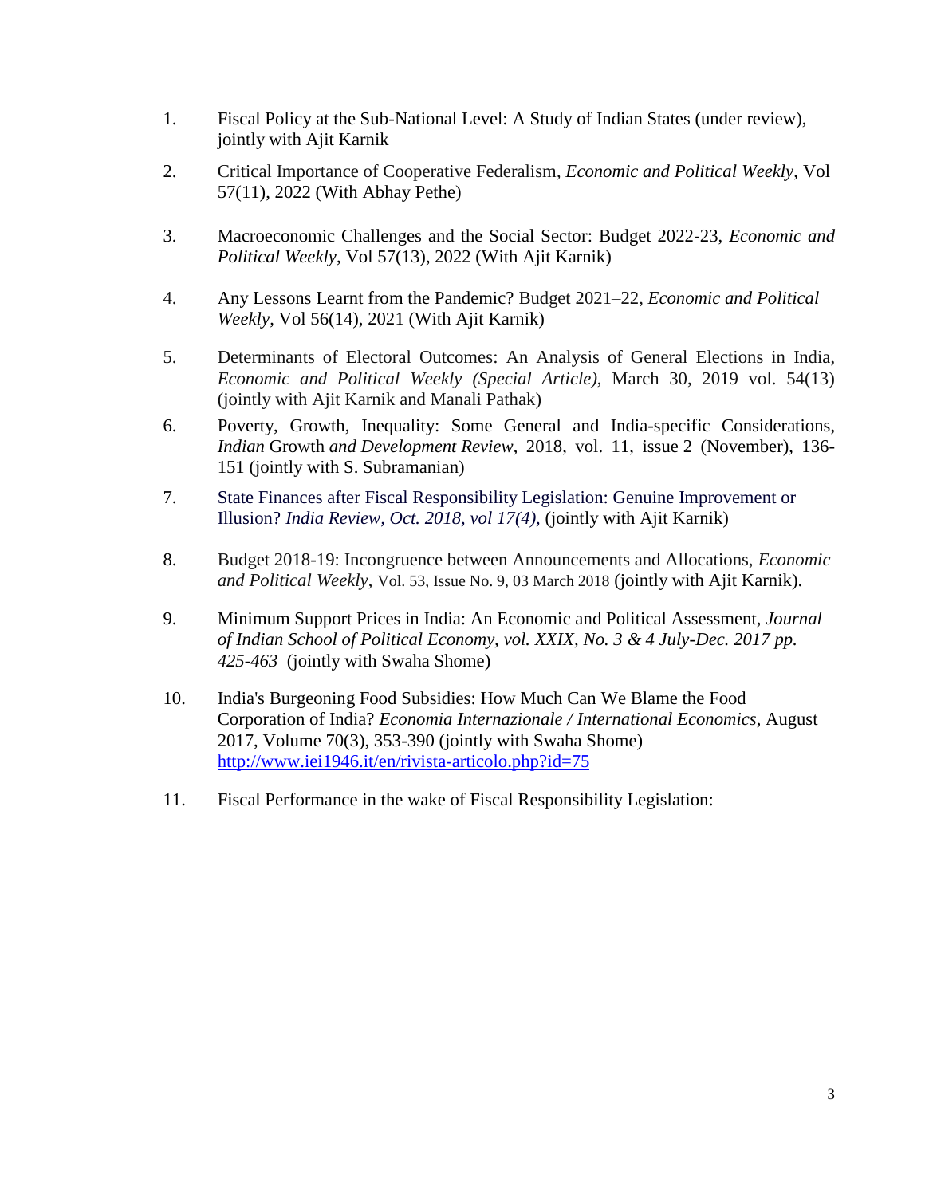1. Fiscal Policy at the Sub-National Level: A Study of Indian States (under review), jointly with Ajit Karnik

2. Critical Importance of Cooperative Federalism, *Economic and Political Weekly*, Vol 57(11), 2022 (With Abhay Pethe)

3. Macroeconomic Challenges and the Social Sector: Budget 2022-23, *Economic and Political Weekly*, Vol 57(13), 2022 (With Ajit Karnik)

4. Any Lessons Learnt from the Pandemic? Budget 2021–22, *Economic and Political Weekly*, Vol 56(14), 2021 (With Ajit Karnik)

5. Determinants of Electoral Outcomes: An Analysis of General Elections in India, *Economic and Political Weekly (Special Article)*, March 30, 2019 vol. 54(13) (jointly with Ajit Karnik and Manali Pathak)

6. Poverty, Growth, Inequality: Some General and India-specific Considerations, *Indian* Growth *and Development Review*, 2018, vol. 11, issue 2 (November), 136-151 (jointly with S. Subramanian)

7. State Finances after Fiscal Responsibility Legislation: Genuine Improvement or Illusion? *India Review, Oct. 2018, vol 17(4),* (jointly with Ajit Karnik)

8. Budget 2018-19: Incongruence between Announcements and Allocations, *Economic and Political Weekly*, Vol. 53, Issue No. 9, 03 March 2018 (jointly with Ajit Karnik).

9. Minimum Support Prices in India: An Economic and Political Assessment, *Journal of Indian School of Political Economy, vol. XXIX, No. 3 & 4 July-Dec. 2017 pp. 425-463* (jointly with Swaha Shome)

10. India's Burgeoning Food Subsidies: How Much Can We Blame the Food Corporation of India? *Economia Internazionale / International Economics*, August 2017, Volume 70(3), 353-390 (jointly with Swaha Shome) http://www.iei1946.it/en/rivista-articolo.php?id=75

11. Fiscal Performance in the wake of Fiscal Responsibility Legislation: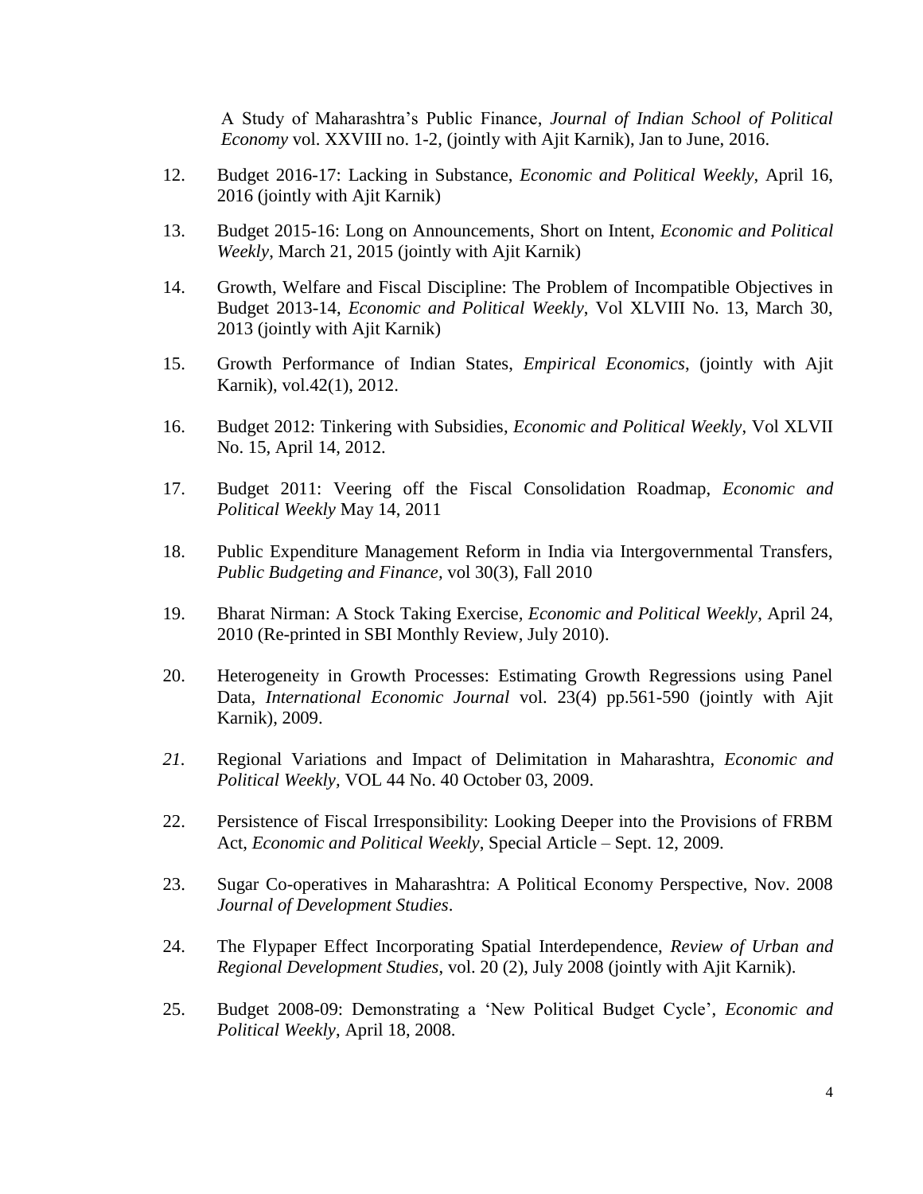A Study of Maharashtra's Public Finance, *Journal of Indian School of Political Economy* vol. XXVIII no. 1-2, (jointly with Ajit Karnik), Jan to June, 2016.

12. Budget 2016-17: Lacking in Substance, *Economic and Political Weekly*, April 16, 2016 (jointly with Ajit Karnik)

13. Budget 2015-16: Long on Announcements, Short on Intent, *Economic and Political Weekly*, March 21, 2015 (jointly with Ajit Karnik)

14. Growth, Welfare and Fiscal Discipline: The Problem of Incompatible Objectives in Budget 2013-14, *Economic and Political Weekly*, Vol XLVIII No. 13, March 30, 2013 (jointly with Ajit Karnik)

15. Growth Performance of Indian States, *Empirical Economics*, (jointly with Ajit Karnik), vol.42(1), 2012.

16. Budget 2012: Tinkering with Subsidies, *Economic and Political Weekly*, Vol XLVII No. 15, April 14, 2012.

17. Budget 2011: Veering off the Fiscal Consolidation Roadmap, *Economic and Political Weekly* May 14, 2011

18. Public Expenditure Management Reform in India via Intergovernmental Transfers, *Public Budgeting and Finance*, vol 30(3), Fall 2010

19. Bharat Nirman: A Stock Taking Exercise, *Economic and Political Weekly*, April 24, 2010 (Re-printed in SBI Monthly Review, July 2010).

20. Heterogeneity in Growth Processes: Estimating Growth Regressions using Panel Data, *International Economic Journal* vol. 23(4) pp.561-590 (jointly with Ajit Karnik), 2009.

21. Regional Variations and Impact of Delimitation in Maharashtra, *Economic and Political Weekly*, VOL 44 No. 40 October 03, 2009.

22. Persistence of Fiscal Irresponsibility: Looking Deeper into the Provisions of FRBM Act, *Economic and Political Weekly*, Special Article – Sept. 12, 2009.

23. Sugar Co-operatives in Maharashtra: A Political Economy Perspective, Nov. 2008 *Journal of Development Studies*.

24. The Flypaper Effect Incorporating Spatial Interdependence, *Review of Urban and Regional Development Studies*, vol. 20 (2), July 2008 (jointly with Ajit Karnik).

25. Budget 2008-09: Demonstrating a 'New Political Budget Cycle', *Economic and Political Weekly*, April 18, 2008.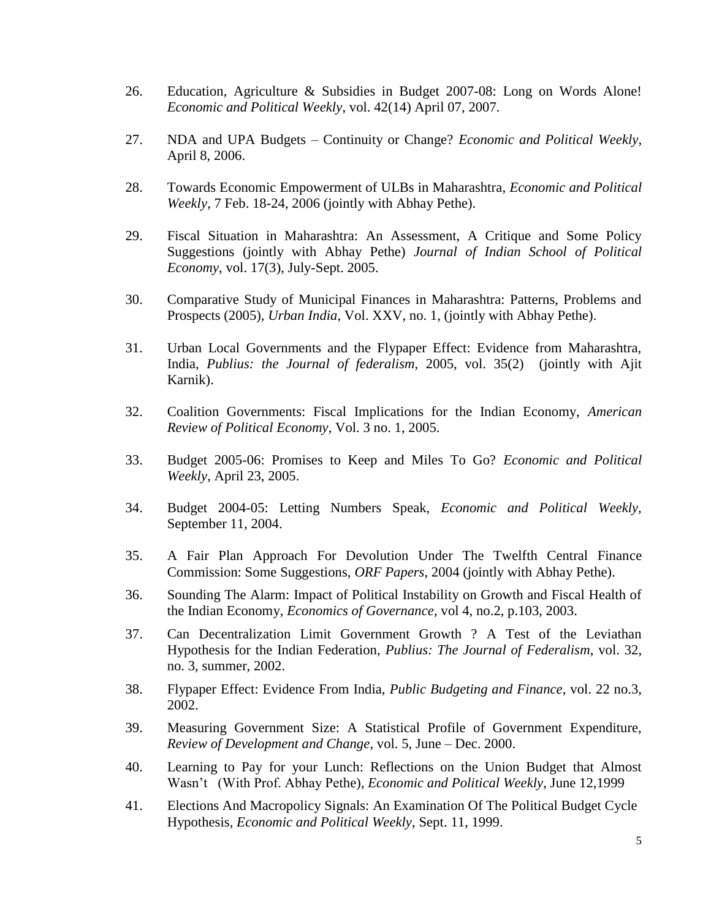26. Education, Agriculture & Subsidies in Budget 2007-08: Long on Words Alone! *Economic and Political Weekly*, vol. 42(14) April 07, 2007.

27. NDA and UPA Budgets – Continuity or Change? *Economic and Political Weekly*, April 8, 2006.

28. Towards Economic Empowerment of ULBs in Maharashtra, *Economic and Political Weekly*, 7 Feb. 18-24, 2006 (jointly with Abhay Pethe).

29. Fiscal Situation in Maharashtra: An Assessment, A Critique and Some Policy Suggestions (jointly with Abhay Pethe) *Journal of Indian School of Political Economy*, vol. 17(3), July-Sept. 2005.

30. Comparative Study of Municipal Finances in Maharashtra: Patterns, Problems and Prospects (2005), *Urban India*, Vol. XXV, no. 1, (jointly with Abhay Pethe).

31. Urban Local Governments and the Flypaper Effect: Evidence from Maharashtra, India, *Publius: the Journal of federalism*, 2005, vol. 35(2) (jointly with Ajit Karnik).

32. Coalition Governments: Fiscal Implications for the Indian Economy, *American Review of Political Economy*, Vol. 3 no. 1, 2005.

33. Budget 2005-06: Promises to Keep and Miles To Go? *Economic and Political Weekly*, April 23, 2005.

34. Budget 2004-05: Letting Numbers Speak, *Economic and Political Weekly*, September 11, 2004.

35. A Fair Plan Approach For Devolution Under The Twelfth Central Finance Commission: Some Suggestions, *ORF Papers*, 2004 (jointly with Abhay Pethe).

36. Sounding The Alarm: Impact of Political Instability on Growth and Fiscal Health of the Indian Economy, *Economics of Governance*, vol 4, no.2, p.103, 2003.

37. Can Decentralization Limit Government Growth ? A Test of the Leviathan Hypothesis for the Indian Federation, *Publius: The Journal of Federalism*, vol. 32, no. 3, summer, 2002.

38. Flypaper Effect: Evidence From India, *Public Budgeting and Finance*, vol. 22 no.3, 2002.

39. Measuring Government Size: A Statistical Profile of Government Expenditure, *Review of Development and Change*, vol. 5, June – Dec. 2000.

40. Learning to Pay for your Lunch: Reflections on the Union Budget that Almost Wasn't (With Prof. Abhay Pethe), *Economic and Political Weekly*, June 12,1999

41. Elections And Macropolicy Signals: An Examination Of The Political Budget Cycle Hypothesis, *Economic and Political Weekly*, Sept. 11, 1999.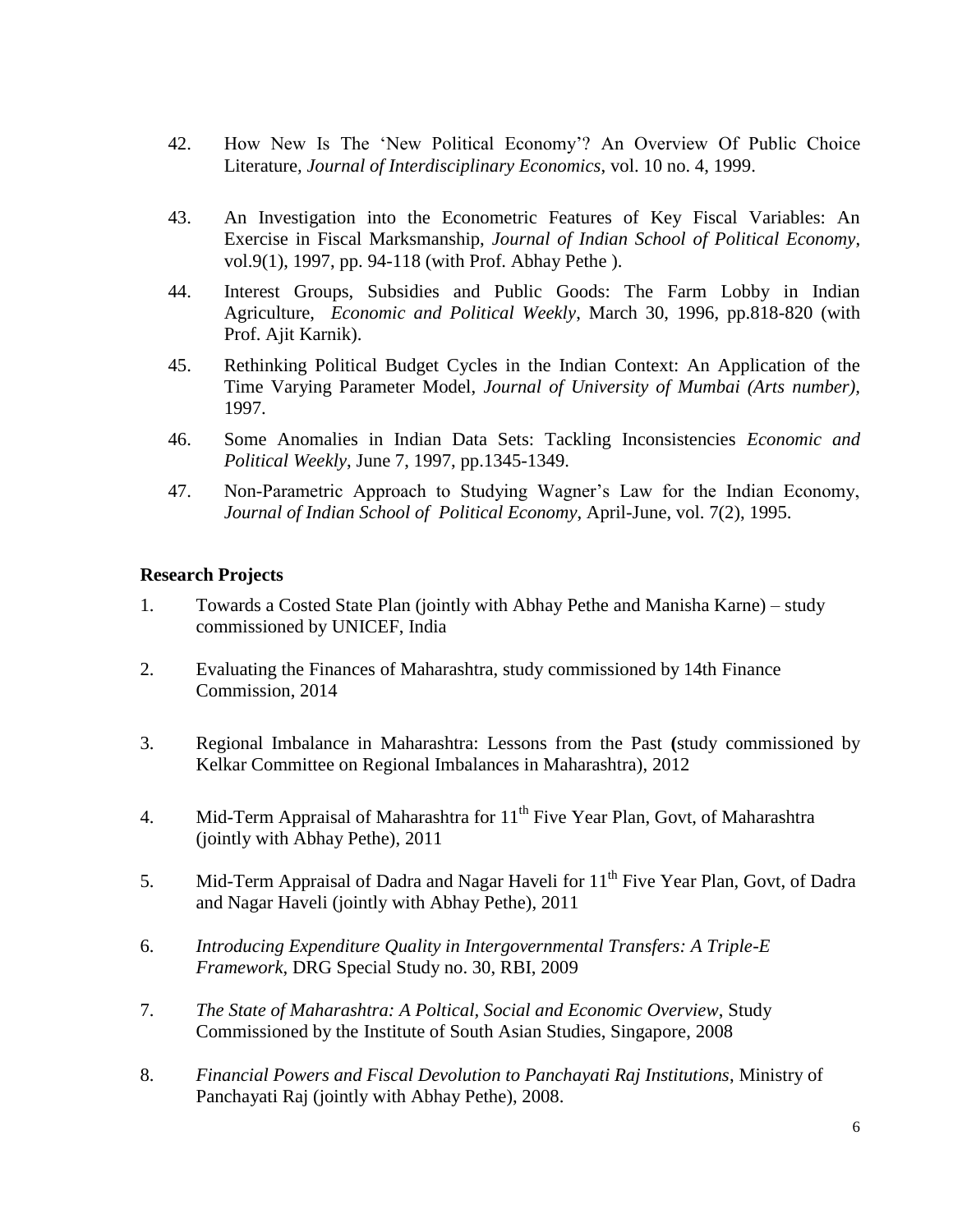42. How New Is The 'New Political Economy'? An Overview Of Public Choice Literature, *Journal of Interdisciplinary Economics*, vol. 10 no. 4, 1999.

43. An Investigation into the Econometric Features of Key Fiscal Variables: An Exercise in Fiscal Marksmanship, *Journal of Indian School of Political Economy*, vol.9(1), 1997, pp. 94-118 (with Prof. Abhay Pethe ).

44. Interest Groups, Subsidies and Public Goods: The Farm Lobby in Indian Agriculture, *Economic and Political Weekly*, March 30, 1996, pp.818-820 (with Prof. Ajit Karnik).

45. Rethinking Political Budget Cycles in the Indian Context: An Application of the Time Varying Parameter Model, *Journal of University of Mumbai (Arts number)*, 1997.

46. Some Anomalies in Indian Data Sets: Tackling Inconsistencies *Economic and Political Weekly*, June 7, 1997, pp.1345-1349.

47. Non-Parametric Approach to Studying Wagner's Law for the Indian Economy, *Journal of Indian School of Political Economy*, April-June, vol. 7(2), 1995.

## Research Projects

1. Towards a Costed State Plan (jointly with Abhay Pethe and Manisha Karne) – study commissioned by UNICEF, India

2. Evaluating the Finances of Maharashtra, study commissioned by 14th Finance Commission, 2014

3. Regional Imbalance in Maharashtra: Lessons from the Past **(**study commissioned by Kelkar Committee on Regional Imbalances in Maharashtra), 2012

4. Mid-Term Appraisal of Maharashtra for 11th Five Year Plan, Govt, of Maharashtra (jointly with Abhay Pethe), 2011

5. Mid-Term Appraisal of Dadra and Nagar Haveli for 11th Five Year Plan, Govt, of Dadra and Nagar Haveli (jointly with Abhay Pethe), 2011

6. *Introducing Expenditure Quality in Intergovernmental Transfers: A Triple-E Framework*, DRG Special Study no. 30, RBI, 2009

7. *The State of Maharashtra: A Poltical, Social and Economic Overview*, Study Commissioned by the Institute of South Asian Studies, Singapore, 2008

8. *Financial Powers and Fiscal Devolution to Panchayati Raj Institutions*, Ministry of Panchayati Raj (jointly with Abhay Pethe), 2008.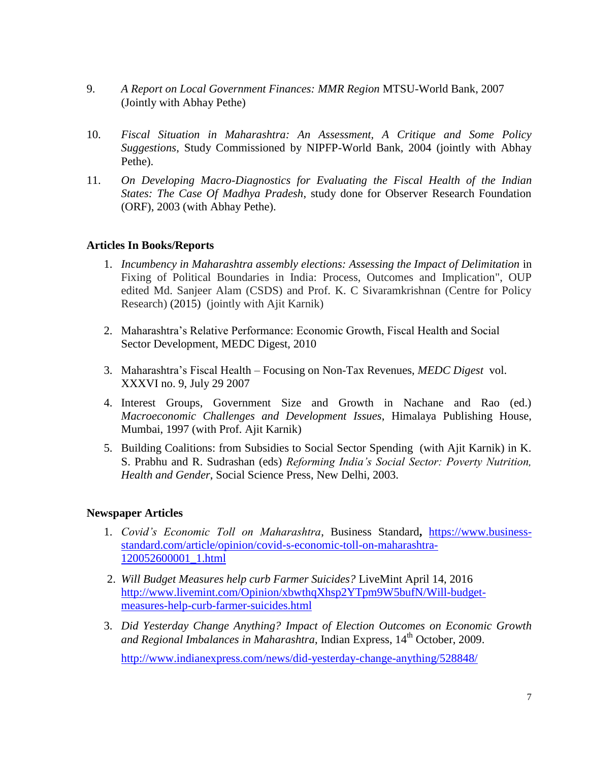9. *A Report on Local Government Finances: MMR Region* MTSU-World Bank, 2007 (Jointly with Abhay Pethe)

10. *Fiscal Situation in Maharashtra: An Assessment, A Critique and Some Policy Suggestions*, Study Commissioned by NIPFP-World Bank, 2004 (jointly with Abhay Pethe).

11. *On Developing Macro-Diagnostics for Evaluating the Fiscal Health of the Indian States: The Case Of Madhya Pradesh*, study done for Observer Research Foundation (ORF), 2003 (with Abhay Pethe).

### Articles In Books/Reports

1. *Incumbency in Maharashtra assembly elections: Assessing the Impact of Delimitation* in Fixing of Political Boundaries in India: Process, Outcomes and Implication", OUP edited Md. Sanjeer Alam (CSDS) and Prof. K. C Sivaramkrishnan (Centre for Policy Research) (2015) (jointly with Ajit Karnik)

2. Maharashtra's Relative Performance: Economic Growth, Fiscal Health and Social Sector Development, MEDC Digest, 2010

3. Maharashtra's Fiscal Health – Focusing on Non-Tax Revenues, *MEDC Digest* vol. XXXVI no. 9, July 29 2007

4. Interest Groups, Government Size and Growth in Nachane and Rao (ed.) *Macroeconomic Challenges and Development Issues*, Himalaya Publishing House, Mumbai, 1997 (with Prof. Ajit Karnik)

5. Building Coalitions: from Subsidies to Social Sector Spending (with Ajit Karnik) in K. S. Prabhu and R. Sudrashan (eds) *Reforming India's Social Sector: Poverty Nutrition, Health and Gender*, Social Science Press, New Delhi, 2003.

### Newspaper Articles

1. *Covid's Economic Toll on Maharashtra*, Business Standard**,** https://www.business-standard.com/article/opinion/covid-s-economic-toll-on-maharashtra-120052600001_1.html

2. *Will Budget Measures help curb Farmer Suicides?* LiveMint April 14, 2016 http://www.livemint.com/Opinion/xbwthqXhsp2YTpm9W5bufN/Will-budget-measures-help-curb-farmer-suicides.html

3. *Did Yesterday Change Anything? Impact of Election Outcomes on Economic Growth and Regional Imbalances in Maharashtra*, Indian Express, 14th October, 2009.

   http://www.indianexpress.com/news/did-yesterday-change-anything/528848/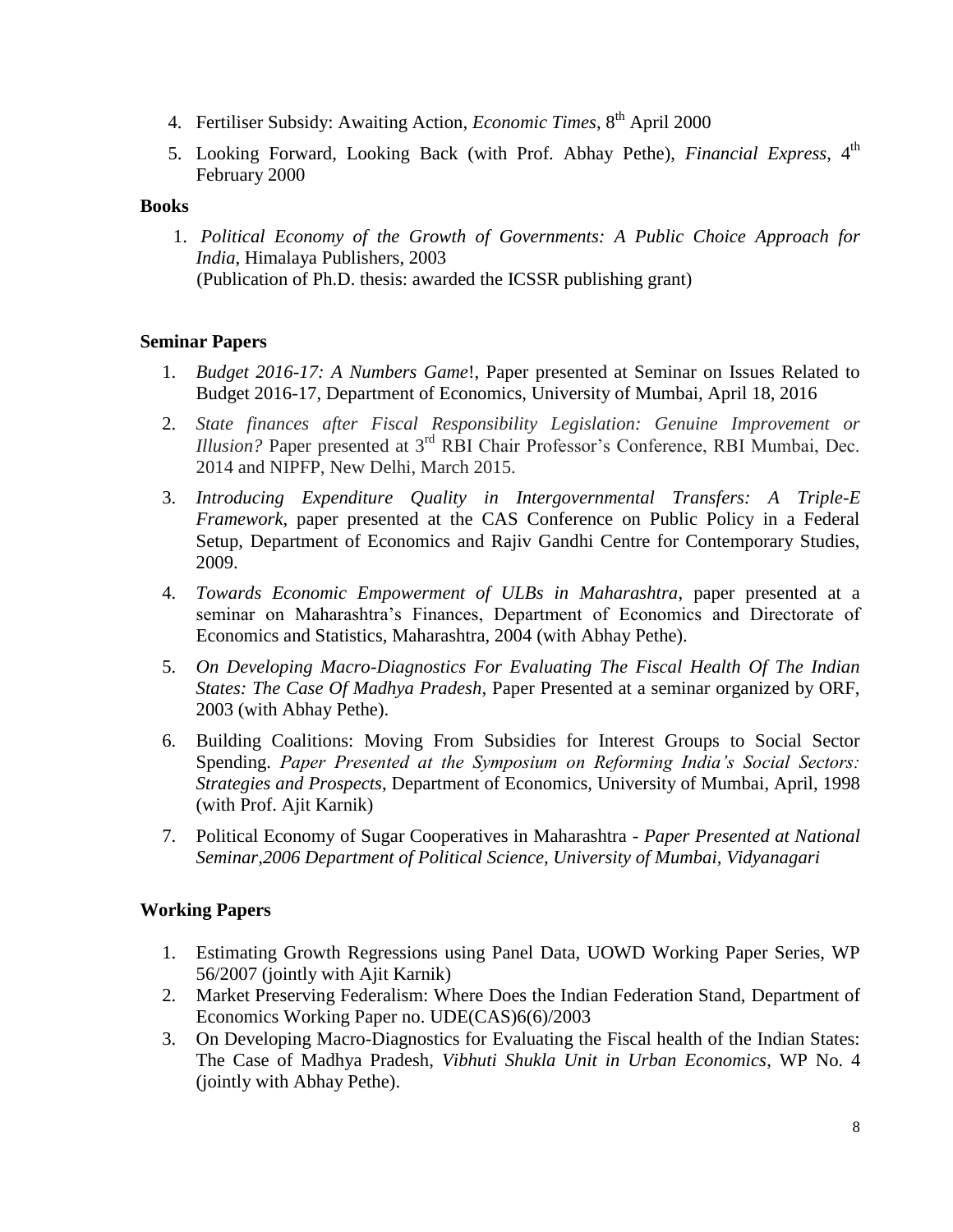4. Fertiliser Subsidy: Awaiting Action, *Economic Times*, 8th April 2000
5. Looking Forward, Looking Back (with Prof. Abhay Pethe), *Financial Express*, 4th February 2000

**Books**

1. *Political Economy of the Growth of Governments: A Public Choice Approach for India*, Himalaya Publishers, 2003
   (Publication of Ph.D. thesis: awarded the ICSSR publishing grant)

**Seminar Papers**

1. *Budget 2016-17: A Numbers Game*!, Paper presented at Seminar on Issues Related to Budget 2016-17, Department of Economics, University of Mumbai, April 18, 2016
2. *State finances after Fiscal Responsibility Legislation: Genuine Improvement or Illusion?* Paper presented at 3rd RBI Chair Professor's Conference, RBI Mumbai, Dec. 2014 and NIPFP, New Delhi, March 2015.
3. *Introducing Expenditure Quality in Intergovernmental Transfers: A Triple-E Framework*, paper presented at the CAS Conference on Public Policy in a Federal Setup, Department of Economics and Rajiv Gandhi Centre for Contemporary Studies, 2009.
4. *Towards Economic Empowerment of ULBs in Maharashtra*, paper presented at a seminar on Maharashtra's Finances, Department of Economics and Directorate of Economics and Statistics, Maharashtra, 2004 (with Abhay Pethe).
5. *On Developing Macro-Diagnostics For Evaluating The Fiscal Health Of The Indian States: The Case Of Madhya Pradesh*, Paper Presented at a seminar organized by ORF, 2003 (with Abhay Pethe).
6. Building Coalitions: Moving From Subsidies for Interest Groups to Social Sector Spending. *Paper Presented at the Symposium on Reforming India's Social Sectors: Strategies and Prospects*, Department of Economics, University of Mumbai, April, 1998 (with Prof. Ajit Karnik)
7. Political Economy of Sugar Cooperatives in Maharashtra - *Paper Presented at National Seminar,2006 Department of Political Science, University of Mumbai, Vidyanagari*

**Working Papers**

1. Estimating Growth Regressions using Panel Data, UOWD Working Paper Series, WP 56/2007 (jointly with Ajit Karnik)
2. Market Preserving Federalism: Where Does the Indian Federation Stand, Department of Economics Working Paper no. UDE(CAS)6(6)/2003
3. On Developing Macro-Diagnostics for Evaluating the Fiscal health of the Indian States: The Case of Madhya Pradesh, *Vibhuti Shukla Unit in Urban Economics*, WP No. 4 (jointly with Abhay Pethe).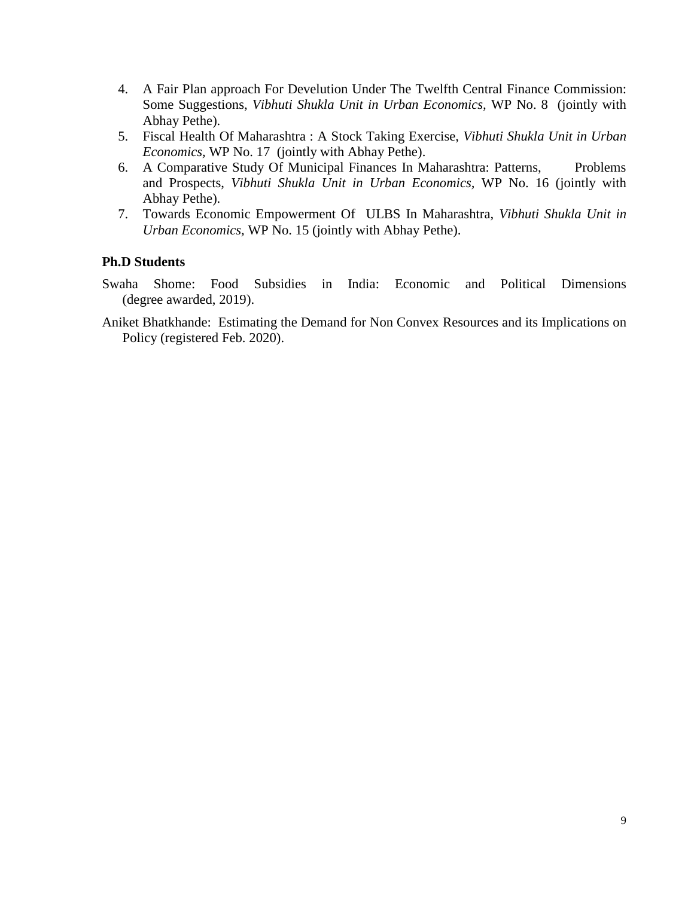4. A Fair Plan approach For Develution Under The Twelfth Central Finance Commission: Some Suggestions, *Vibhuti Shukla Unit in Urban Economics*, WP No. 8 (jointly with Abhay Pethe).
5. Fiscal Health Of Maharashtra : A Stock Taking Exercise, *Vibhuti Shukla Unit in Urban Economics*, WP No. 17 (jointly with Abhay Pethe).
6. A Comparative Study Of Municipal Finances In Maharashtra: Patterns, Problems and Prospects, *Vibhuti Shukla Unit in Urban Economics*, WP No. 16 (jointly with Abhay Pethe).
7. Towards Economic Empowerment Of ULBS In Maharashtra, *Vibhuti Shukla Unit in Urban Economics*, WP No. 15 (jointly with Abhay Pethe).

**Ph.D Students**

Swaha Shome: Food Subsidies in India: Economic and Political Dimensions (degree awarded, 2019).

Aniket Bhatkhande: Estimating the Demand for Non Convex Resources and its Implications on Policy (registered Feb. 2020).